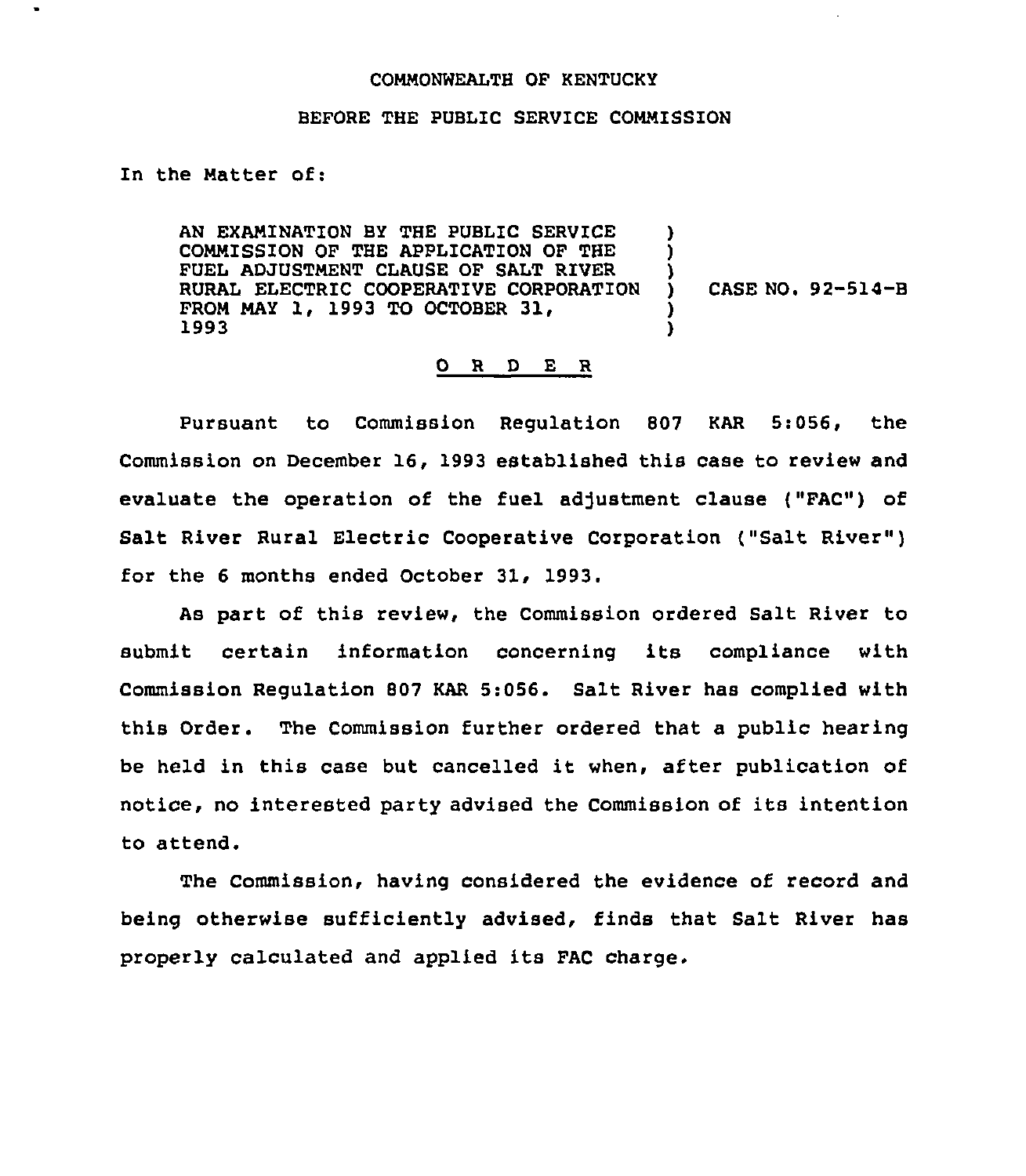COMMONWEALTH OF KENTUCKY

BEFORE THE PUBLIC SERVICE COMMISSION

In the Matter of:

| | | |
|---|---|---|
| AN EXAMINATION BY THE PUBLIC SERVICE COMMISSION OF THE APPLICATION OF THE FUEL ADJUSTMENT CLAUSE OF SALT RIVER RURAL ELECTRIC COOPERATIVE CORPORATION FROM MAY 1, 1993 TO OCTOBER 31, 1993 | ) | CASE NO. 92-514-B |

## O R D E R

Pursuant to Commission Regulation 807 KAR 5:056, the Commission on December 16, 1993 established this case to review and evaluate the operation of the fuel adjustment clause ("FAC") of Salt River Rural Electric Cooperative Corporation ("Salt River") for the 6 months ended October 31, 1993.

As part of this review, the Commission ordered Salt River to submit certain information concerning its compliance with Commission Regulation 807 KAR 5:056. Salt River has complied with this Order. The Commission further ordered that a public hearing be held in this case but cancelled it when, after publication of notice, no interested party advised the Commission of its intention to attend.

The Commission, having considered the evidence of record and being otherwise sufficiently advised, finds that Salt River has properly calculated and applied its FAC charge.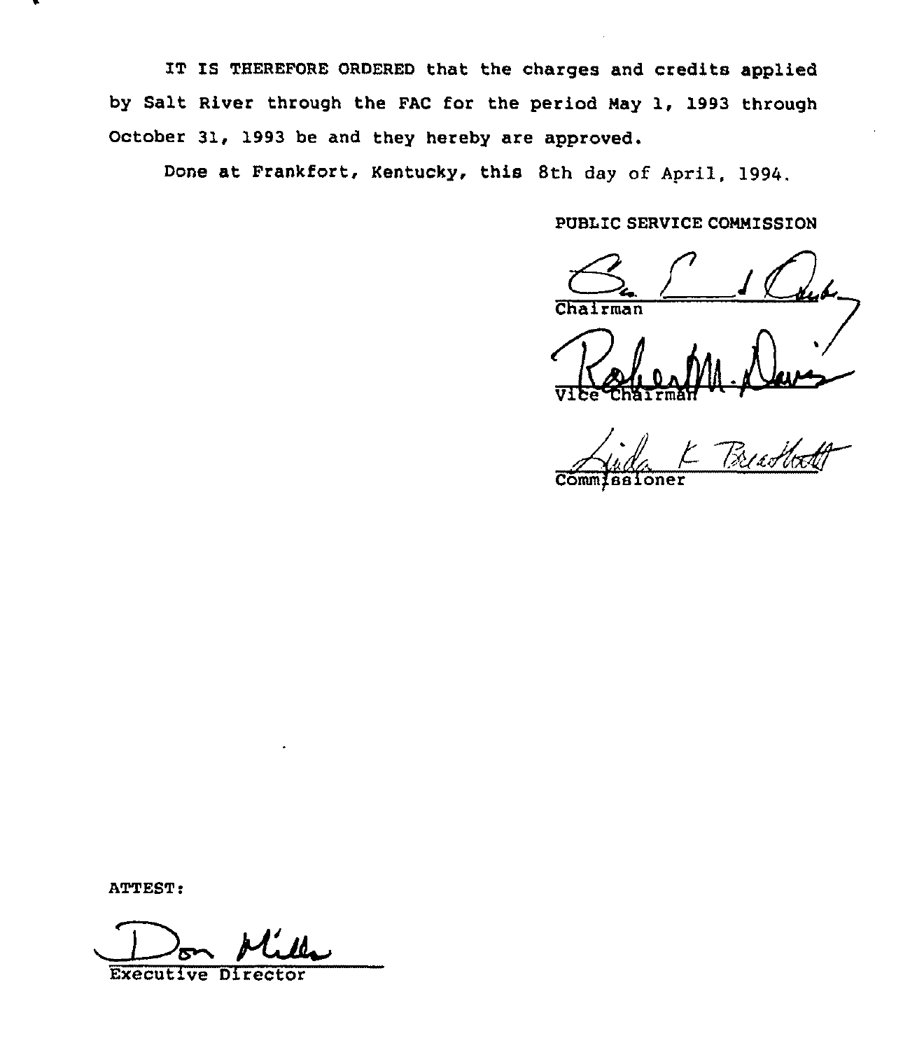IT IS THEREFORE ORDERED that the charges and credits applied by Salt River through the FAC for the period May 1, 1993 through October 31, 1993 be and they hereby are approved.

Done at Frankfort, Kentucky, this 8th day of April, 1994.

PUBLIC SERVICE COMMISSION

Chairman

Vice Chairman

Commissioner

ATTEST:

Executive Director